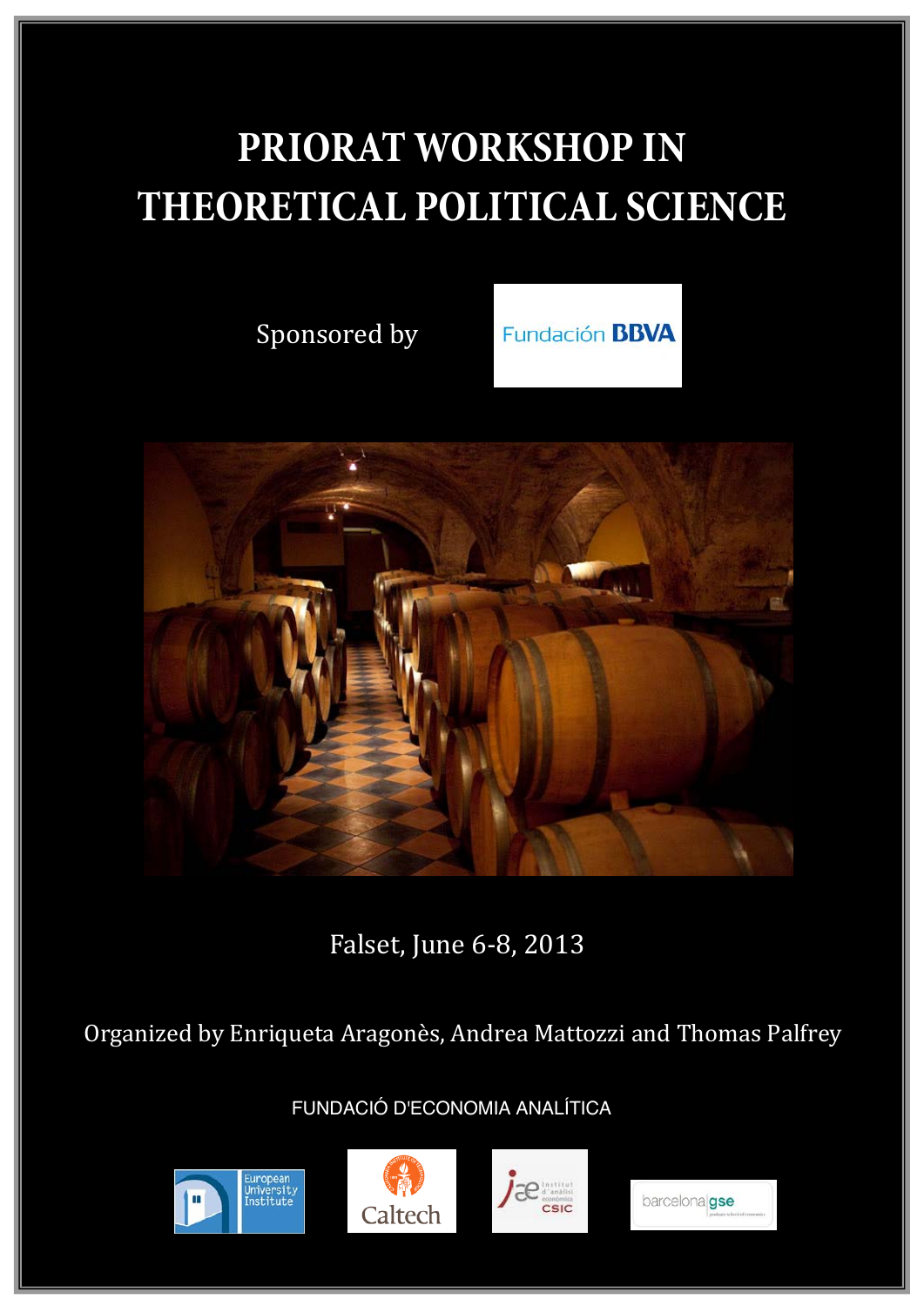# PRIORAT WORKSHOP IN THEORETICAL POLITICAL SCIENCE

Sponsored by Fundación BBVA

Falset, June 6-8, 2013

Organized by Enriqueta Aragonès, Andrea Mattozzi and Thomas Palfrey

FUNDACIÓ D'ECONOMIA ANALÍTICA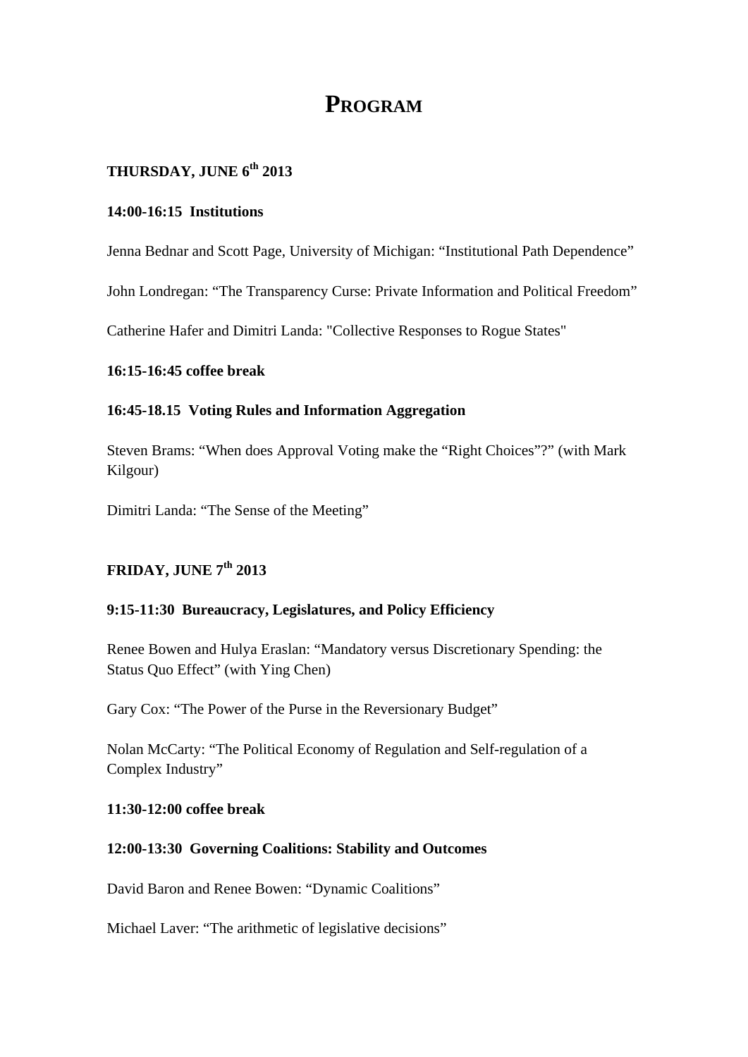# Program

## THURSDAY, JUNE 6th 2013

**14:00-16:15 Institutions**

Jenna Bednar and Scott Page, University of Michigan: “Institutional Path Dependence”

John Londregan: “The Transparency Curse: Private Information and Political Freedom”

Catherine Hafer and Dimitri Landa: "Collective Responses to Rogue States"

**16:15-16:45 coffee break**

**16:45-18.15 Voting Rules and Information Aggregation**

Steven Brams: “When does Approval Voting make the “Right Choices”?” (with Mark Kilgour)

Dimitri Landa: “The Sense of the Meeting”

## FRIDAY, JUNE 7th 2013

**9:15-11:30 Bureaucracy, Legislatures, and Policy Efficiency**

Renee Bowen and Hulya Eraslan: “Mandatory versus Discretionary Spending: the Status Quo Effect” (with Ying Chen)

Gary Cox: “The Power of the Purse in the Reversionary Budget”

Nolan McCarty: “The Political Economy of Regulation and Self-regulation of a Complex Industry”

**11:30-12:00 coffee break**

**12:00-13:30 Governing Coalitions: Stability and Outcomes**

David Baron and Renee Bowen: “Dynamic Coalitions”

Michael Laver: “The arithmetic of legislative decisions”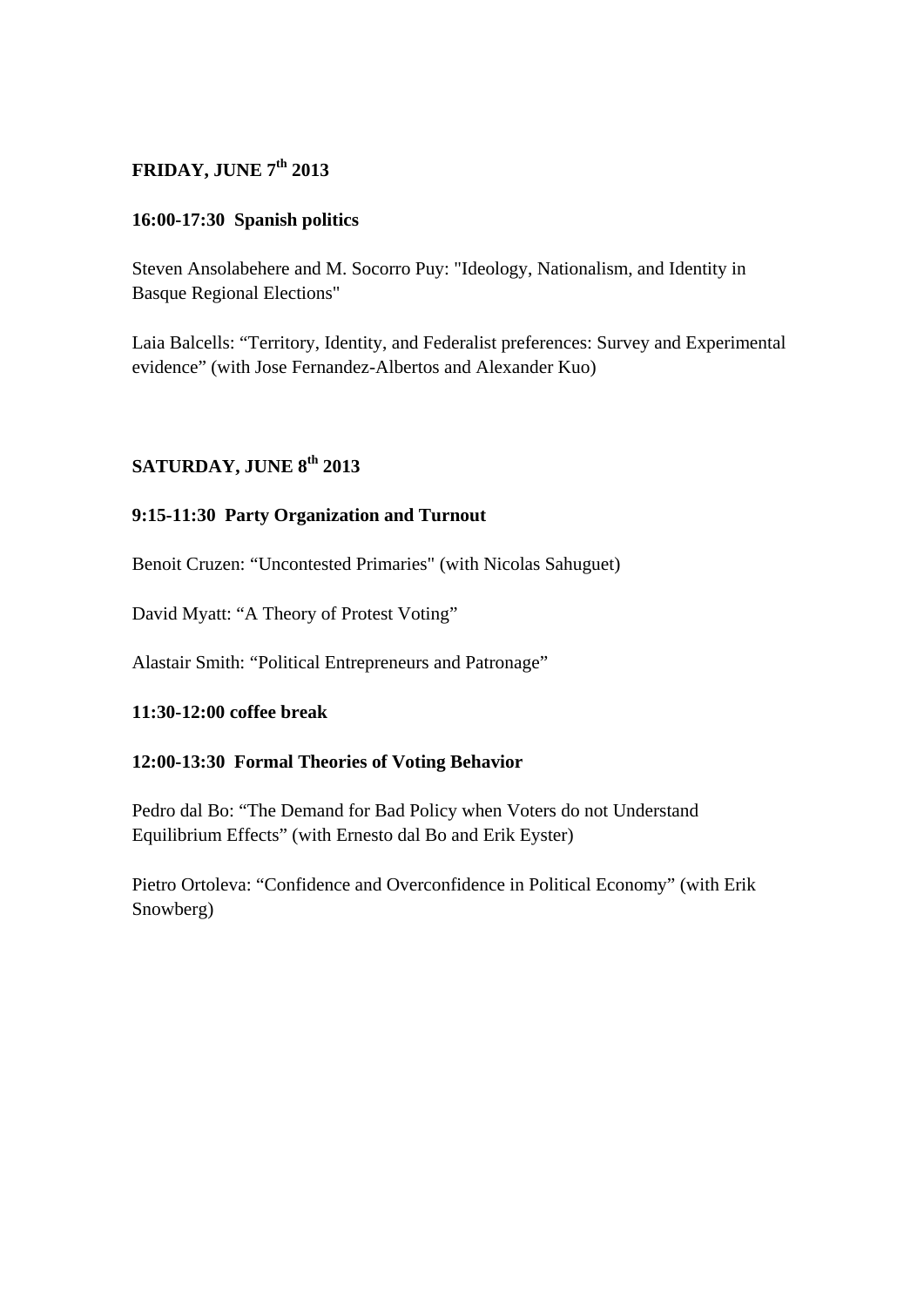## FRIDAY, JUNE 7th 2013

### 16:00-17:30 Spanish politics

Steven Ansolabehere and M. Socorro Puy: "Ideology, Nationalism, and Identity in Basque Regional Elections"

Laia Balcells: "Territory, Identity, and Federalist preferences: Survey and Experimental evidence" (with Jose Fernandez-Albertos and Alexander Kuo)

## SATURDAY, JUNE 8th 2013

### 9:15-11:30 Party Organization and Turnout

Benoit Cruzen: "Uncontested Primaries" (with Nicolas Sahuguet)

David Myatt: "A Theory of Protest Voting"

Alastair Smith: "Political Entrepreneurs and Patronage"

### 11:30-12:00 coffee break

### 12:00-13:30 Formal Theories of Voting Behavior

Pedro dal Bo: "The Demand for Bad Policy when Voters do not Understand Equilibrium Effects" (with Ernesto dal Bo and Erik Eyster)

Pietro Ortoleva: "Confidence and Overconfidence in Political Economy" (with Erik Snowberg)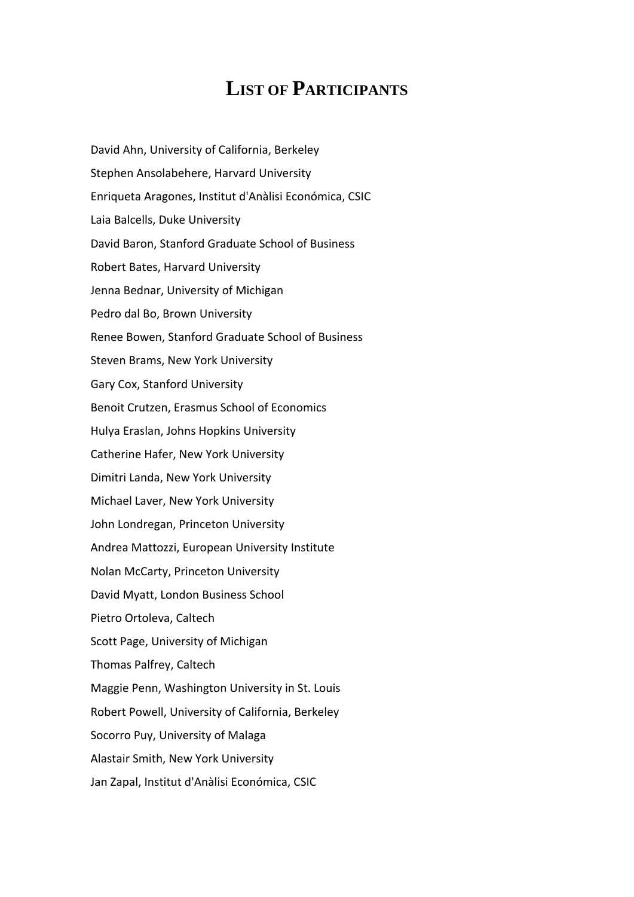# List of Participants

David Ahn, University of California, Berkeley

Stephen Ansolabehere, Harvard University

Enriqueta Aragones, Institut d'Anàlisi Económica, CSIC

Laia Balcells, Duke University

David Baron, Stanford Graduate School of Business

Robert Bates, Harvard University

Jenna Bednar, University of Michigan

Pedro dal Bo, Brown University

Renee Bowen, Stanford Graduate School of Business

Steven Brams, New York University

Gary Cox, Stanford University

Benoit Crutzen, Erasmus School of Economics

Hulya Eraslan, Johns Hopkins University

Catherine Hafer, New York University

Dimitri Landa, New York University

Michael Laver, New York University

John Londregan, Princeton University

Andrea Mattozzi, European University Institute

Nolan McCarty, Princeton University

David Myatt, London Business School

Pietro Ortoleva, Caltech

Scott Page, University of Michigan

Thomas Palfrey, Caltech

Maggie Penn, Washington University in St. Louis

Robert Powell, University of California, Berkeley

Socorro Puy, University of Malaga

Alastair Smith, New York University

Jan Zapal, Institut d'Anàlisi Económica, CSIC